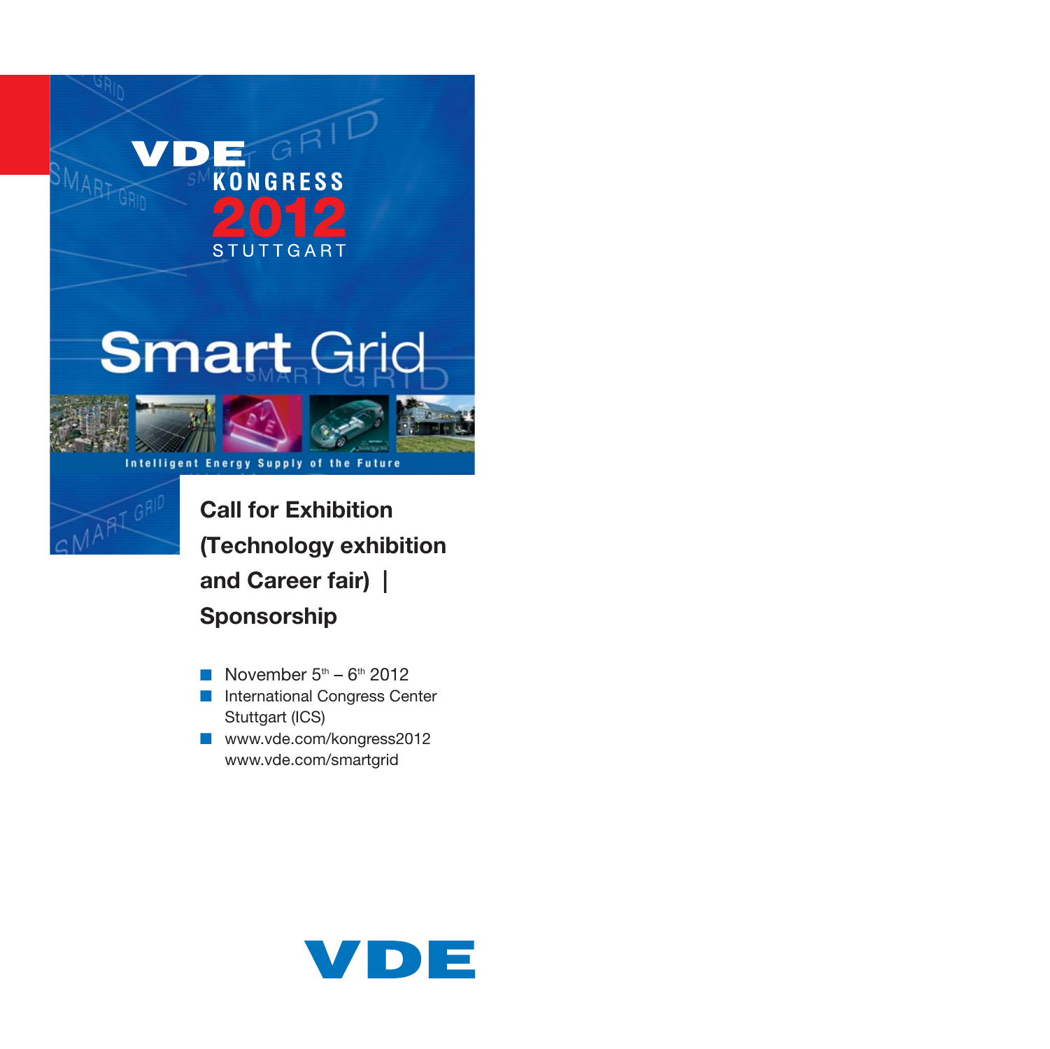VDE KONGRESS 2012 STUTTGART

# Smart Grid

Intelligent Energy Supply of the Future

## Call for Exhibition (Technology exhibition and Career fair) | Sponsorship

- November 5th – 6th 2012
- International Congress Center Stuttgart (ICS)
- www.vde.com/kongress2012
  www.vde.com/smartgrid

VDE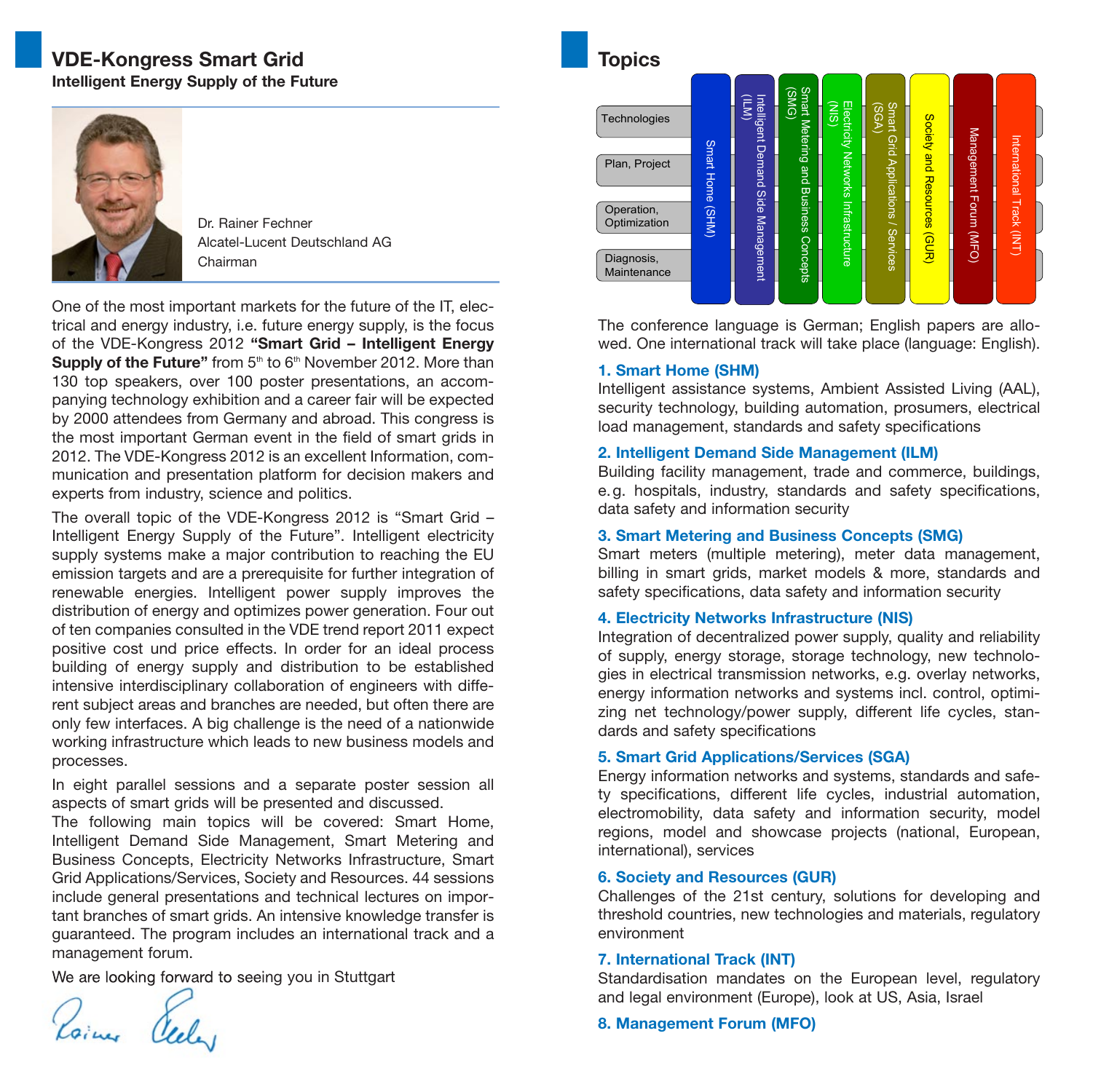## VDE-Kongress Smart Grid

**Intelligent Energy Supply of the Future**

Dr. Rainer Fechner
Alcatel-Lucent Deutschland AG
Chairman

One of the most important markets for the future of the IT, electrical and energy industry, i.e. future energy supply, is the focus of the VDE-Kongress 2012 **"Smart Grid – Intelligent Energy Supply of the Future"** from 5th to 6th November 2012. More than 130 top speakers, over 100 poster presentations, an accompanying technology exhibition and a career fair will be expected by 2000 attendees from Germany and abroad. This congress is the most important German event in the field of smart grids in 2012. The VDE-Kongress 2012 is an excellent Information, communication and presentation platform for decision makers and experts from industry, science and politics.

The overall topic of the VDE-Kongress 2012 is "Smart Grid – Intelligent Energy Supply of the Future". Intelligent electricity supply systems make a major contribution to reaching the EU emission targets and are a prerequisite for further integration of renewable energies. Intelligent power supply improves the distribution of energy and optimizes power generation. Four out of ten companies consulted in the VDE trend report 2011 expect positive cost und price effects. In order for an ideal process building of energy supply and distribution to be established intensive interdisciplinary collaboration of engineers with different subject areas and branches are needed, but often there are only few interfaces. A big challenge is the need of a nationwide working infrastructure which leads to new business models and processes.

In eight parallel sessions and a separate poster session all aspects of smart grids will be presented and discussed.
The following main topics will be covered: Smart Home, Intelligent Demand Side Management, Smart Metering and Business Concepts, Electricity Networks Infrastructure, Smart Grid Applications/Services, Society and Resources. 44 sessions include general presentations and technical lectures on important branches of smart grids. An intensive knowledge transfer is guaranteed. The program includes an international track and a management forum.

We are looking forward to seeing you in Stuttgart

## Topics

| | Smart Home (SHM) | Intelligent Demand Side Management (ILM) | Smart Metering and Business Concepts (SMG) | Electricity Networks Infrastructure (NIS) | Smart Grid Applications / Services (SGA) | Society and Resources (GUR) | Management Forum (MFO) | International Track (INT) |
|---|---|---|---|---|---|---|---|---|
| Technologies | | | | | | | | |
| Plan, Project | | | | | | | | |
| Operation, Optimization | | | | | | | | |
| Diagnosis, Maintenance | | | | | | | | |

The conference language is German; English papers are allowed. One international track will take place (language: English).

**1. Smart Home (SHM)**
Intelligent assistance systems, Ambient Assisted Living (AAL), security technology, building automation, prosumers, electrical load management, standards and safety specifications

**2. Intelligent Demand Side Management (ILM)**
Building facility management, trade and commerce, buildings, e.g. hospitals, industry, standards and safety specifications, data safety and information security

**3. Smart Metering and Business Concepts (SMG)**
Smart meters (multiple metering), meter data management, billing in smart grids, market models & more, standards and safety specifications, data safety and information security

**4. Electricity Networks Infrastructure (NIS)**
Integration of decentralized power supply, quality and reliability of supply, energy storage, storage technology, new technologies in electrical transmission networks, e.g. overlay networks, energy information networks and systems incl. control, optimizing net technology/power supply, different life cycles, standards and safety specifications

**5. Smart Grid Applications/Services (SGA)**
Energy information networks and systems, standards and safety specifications, different life cycles, industrial automation, electromobility, data safety and information security, model regions, model and showcase projects (national, European, international), services

**6. Society and Resources (GUR)**
Challenges of the 21st century, solutions for developing and threshold countries, new technologies and materials, regulatory environment

**7. International Track (INT)**
Standardisation mandates on the European level, regulatory and legal environment (Europe), look at US, Asia, Israel

**8. Management Forum (MFO)**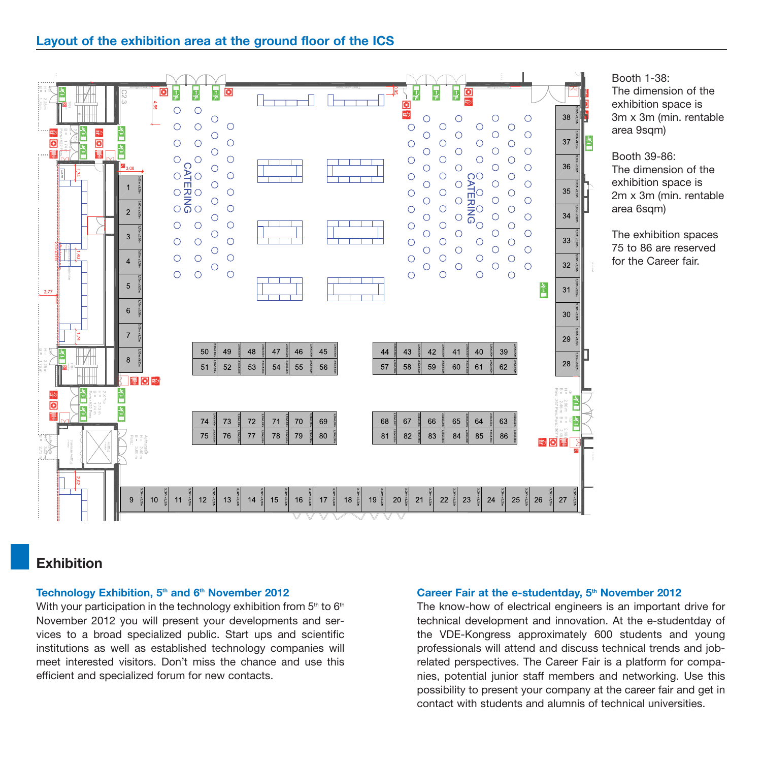## Layout of the exhibition area at the ground floor of the ICS

Booth 1-38:
The dimension of the exhibition space is 3m x 3m (min. rentable area 9sqm)

Booth 39-86:
The dimension of the exhibition space is 2m x 3m (min. rentable area 6sqm)

The exhibition spaces 75 to 86 are reserved for the Career fair.

# Exhibition

### Technology Exhibition, 5th and 6th November 2012

With your participation in the technology exhibition from 5th to 6th November 2012 you will present your developments and services to a broad specialized public. Start ups and scientific institutions as well as established technology companies will meet interested visitors. Don't miss the chance and use this efficient and specialized forum for new contacts.

### Career Fair at the e-studentday, 5th November 2012

The know-how of electrical engineers is an important drive for technical development and innovation. At the e-studentday of the VDE-Kongress approximately 600 students and young professionals will attend and discuss technical trends and job-related perspectives. The Career Fair is a platform for companies, potential junior staff members and networking. Use this possibility to present your company at the career fair and get in contact with students and alumnis of technical universities.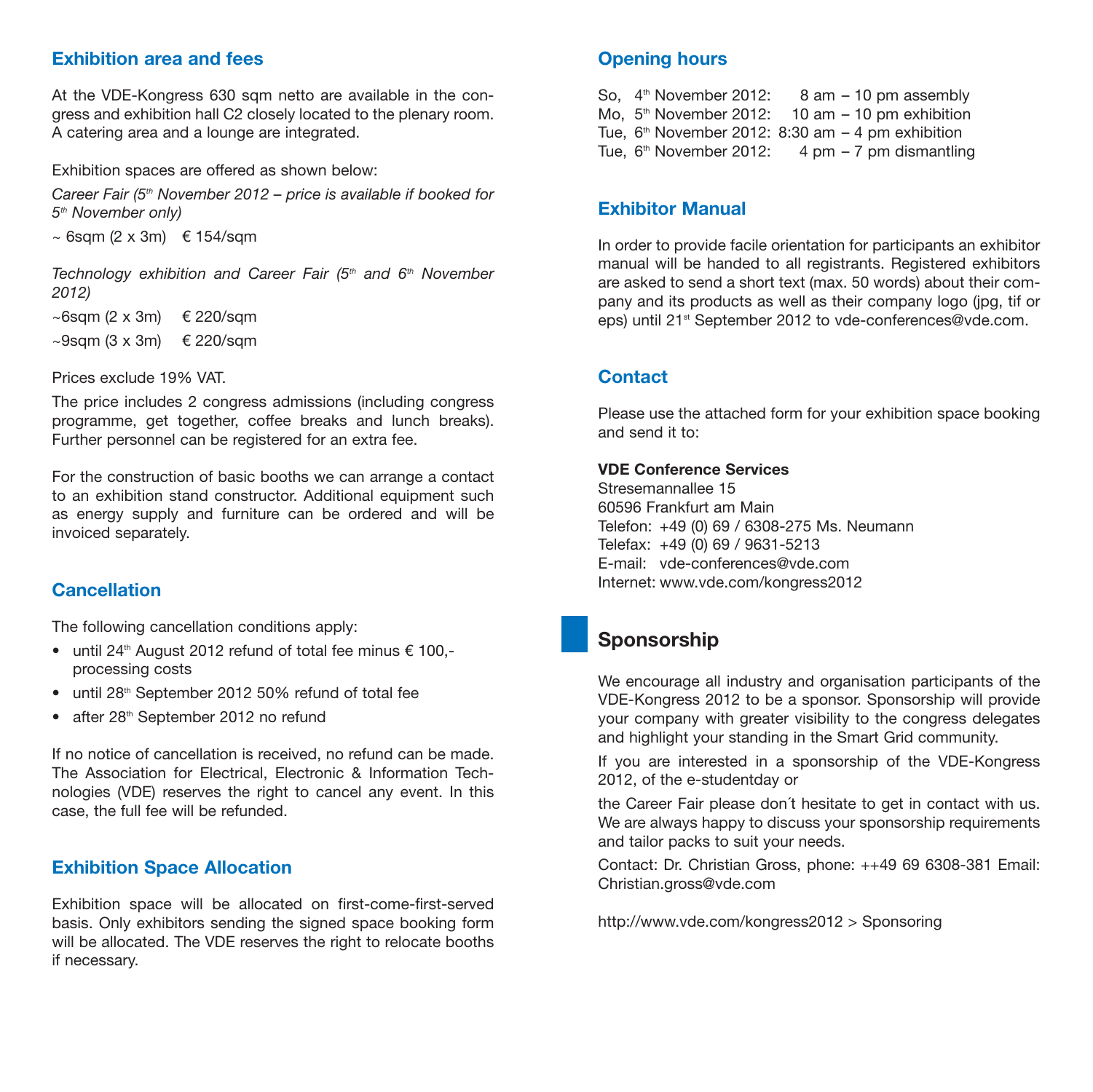## Exhibition area and fees

At the VDE-Kongress 630 sqm netto are available in the congress and exhibition hall C2 closely located to the plenary room. A catering area and a lounge are integrated.

Exhibition spaces are offered as shown below:

*Career Fair (5th November 2012 – price is available if booked for 5th November only)*

~ 6sqm (2 x 3m) € 154/sqm

*Technology exhibition and Career Fair (5th and 6th November 2012)*

~6sqm (2 x 3m) € 220/sqm

~9sqm (3 x 3m) € 220/sqm

Prices exclude 19% VAT.

The price includes 2 congress admissions (including congress programme, get together, coffee breaks and lunch breaks). Further personnel can be registered for an extra fee.

For the construction of basic booths we can arrange a contact to an exhibition stand constructor. Additional equipment such as energy supply and furniture can be ordered and will be invoiced separately.

## Cancellation

The following cancellation conditions apply:

- until 24th August 2012 refund of total fee minus € 100,- processing costs
- until 28th September 2012 50% refund of total fee
- after 28th September 2012 no refund

If no notice of cancellation is received, no refund can be made. The Association for Electrical, Electronic & Information Technologies (VDE) reserves the right to cancel any event. In this case, the full fee will be refunded.

## Exhibition Space Allocation

Exhibition space will be allocated on first-come-first-served basis. Only exhibitors sending the signed space booking form will be allocated. The VDE reserves the right to relocate booths if necessary.

## Opening hours

So, 4th November 2012: 8 am – 10 pm assembly
Mo, 5th November 2012: 10 am – 10 pm exhibition
Tue, 6th November 2012: 8:30 am – 4 pm exhibition
Tue, 6th November 2012: 4 pm – 7 pm dismantling

## Exhibitor Manual

In order to provide facile orientation for participants an exhibitor manual will be handed to all registrants. Registered exhibitors are asked to send a short text (max. 50 words) about their company and its products as well as their company logo (jpg, tif or eps) until 21st September 2012 to vde-conferences@vde.com.

## Contact

Please use the attached form for your exhibition space booking and send it to:

**VDE Conference Services**
Stresemannallee 15
60596 Frankfurt am Main
Telefon: +49 (0) 69 / 6308-275 Ms. Neumann
Telefax: +49 (0) 69 / 9631-5213
E-mail: vde-conferences@vde.com
Internet: www.vde.com/kongress2012

# Sponsorship

We encourage all industry and organisation participants of the VDE-Kongress 2012 to be a sponsor. Sponsorship will provide your company with greater visibility to the congress delegates and highlight your standing in the Smart Grid community.

If you are interested in a sponsorship of the VDE-Kongress 2012, of the e-studentday or

the Career Fair please don´t hesitate to get in contact with us. We are always happy to discuss your sponsorship requirements and tailor packs to suit your needs.

Contact: Dr. Christian Gross, phone: ++49 69 6308-381 Email: Christian.gross@vde.com

http://www.vde.com/kongress2012 > Sponsoring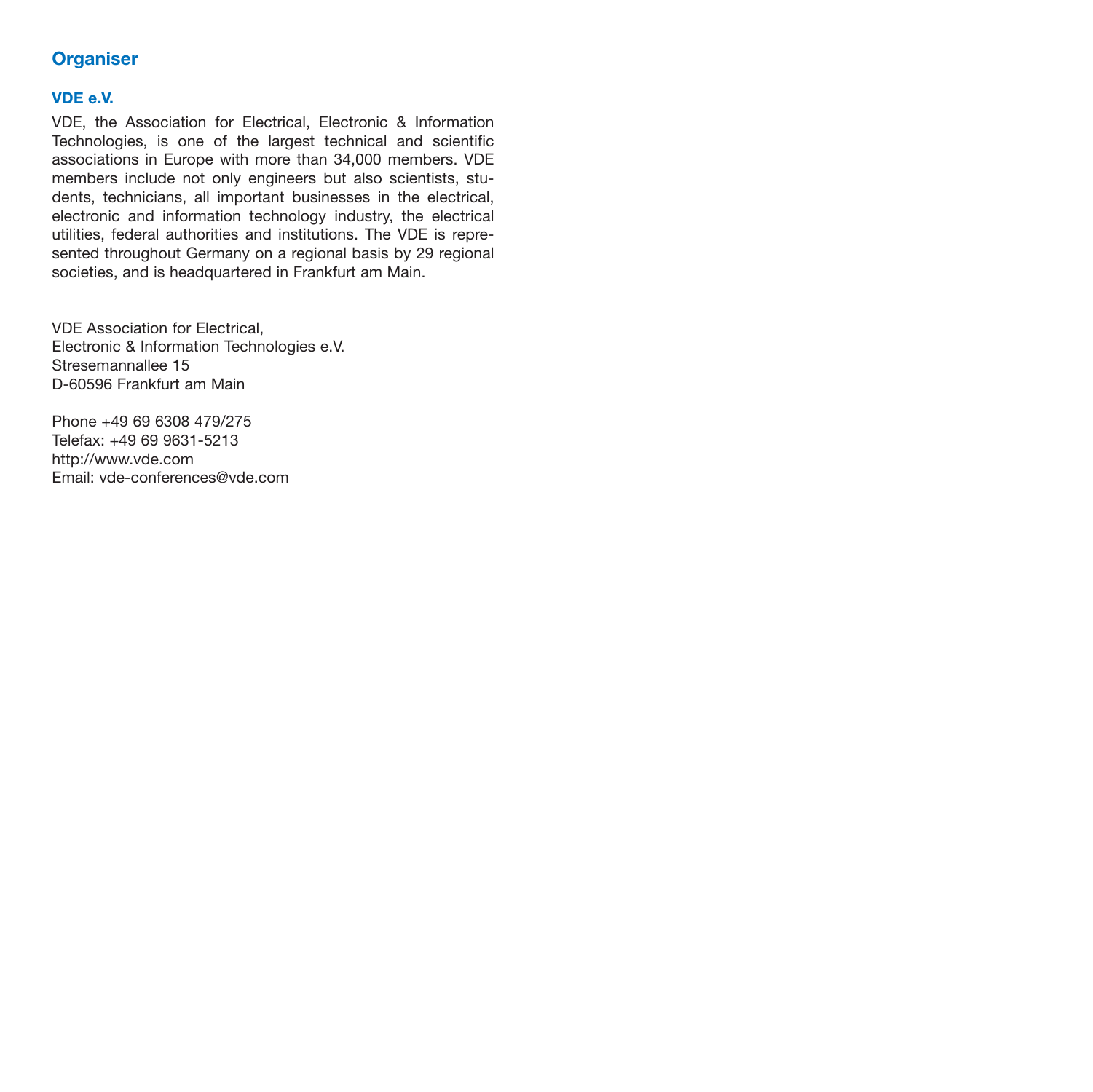## Organiser

### VDE e.V.

VDE, the Association for Electrical, Electronic & Information Technologies, is one of the largest technical and scientific associations in Europe with more than 34,000 members. VDE members include not only engineers but also scientists, students, technicians, all important businesses in the electrical, electronic and information technology industry, the electrical utilities, federal authorities and institutions. The VDE is represented throughout Germany on a regional basis by 29 regional societies, and is headquartered in Frankfurt am Main.

VDE Association for Electrical,
Electronic & Information Technologies e.V.
Stresemannallee 15
D-60596 Frankfurt am Main

Phone +49 69 6308 479/275
Telefax: +49 69 9631-5213
http://www.vde.com
Email: vde-conferences@vde.com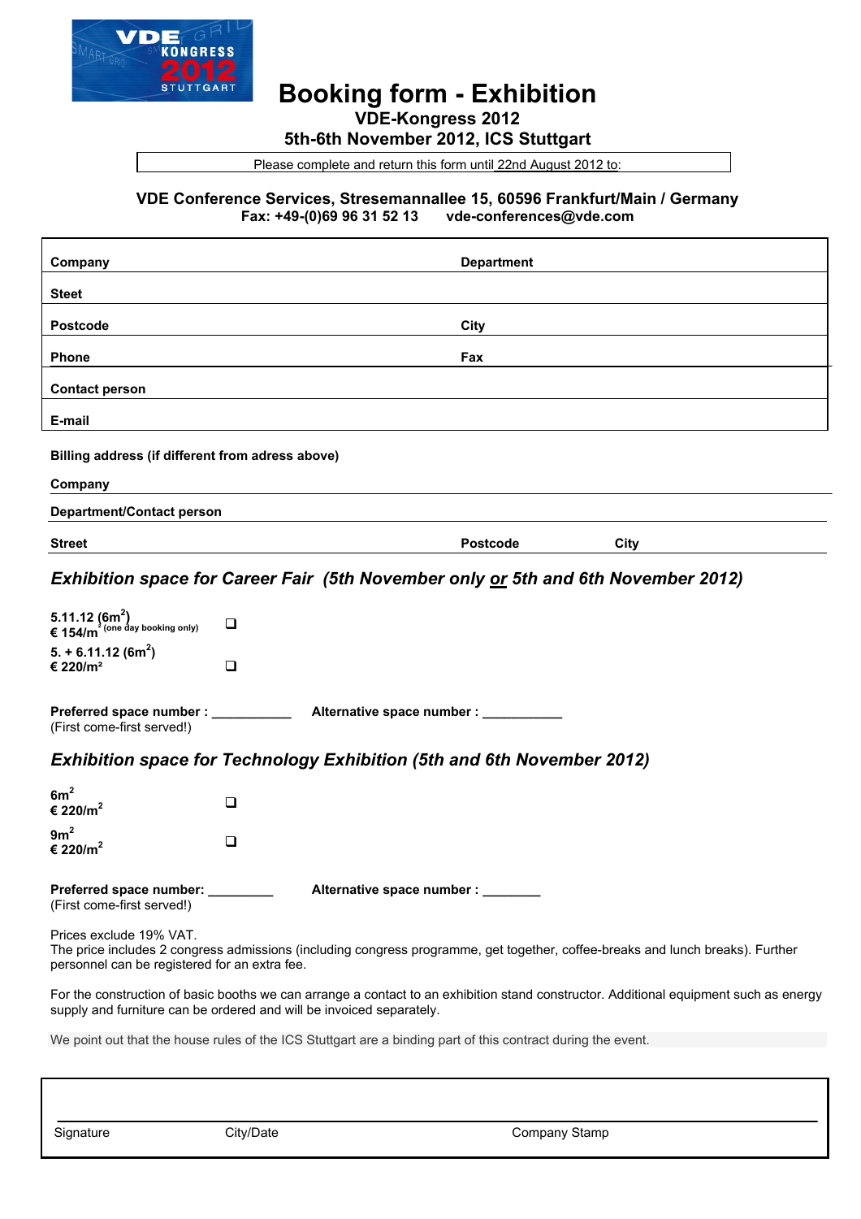# Booking form - Exhibition

**VDE-Kongress 2012**

**5th-6th November 2012, ICS Stuttgart**

Please complete and return this form until 22nd August 2012 to:

**VDE Conference Services, Stresemannallee 15, 60596 Frankfurt/Main / Germany**

**Fax: +49-(0)69 96 31 52 13 vde-conferences@vde.com**

| | |
|---|---|
| **Company** | **Department** |
| **Steet** | |
| **Postcode** | **City** |
| **Phone** | **Fax** |
| **Contact person** | |
| **E-mail** | |

**Billing address (if different from adress above)**

**Company**

**Department/Contact person**

**Street** **Postcode** **City**

## *Exhibition space for Career Fair (5th November only or 5th and 6th November 2012)*

**5.11.12 (6m²)**
**€ 154/m²** (one day booking only) ❑

**5. + 6.11.12 (6m²)**
**€ 220/m²** ❑

**Preferred space number :** ___________ **Alternative space number :** ___________
(First come-first served!)

## *Exhibition space for Technology Exhibition (5th and 6th November 2012)*

**6m²**
**€ 220/m²** ❑

**9m²**
**€ 220/m²** ❑

**Preferred space number:** _________ **Alternative space number :** ________
(First come-first served!)

Prices exclude 19% VAT.
The price includes 2 congress admissions (including congress programme, get together, coffee-breaks and lunch breaks). Further personnel can be registered for an extra fee.

For the construction of basic booths we can arrange a contact to an exhibition stand constructor. Additional equipment such as energy supply and furniture can be ordered and will be invoiced separately.

We point out that the house rules of the ICS Stuttgart are a binding part of this contract during the event.

Signature City/Date Company Stamp